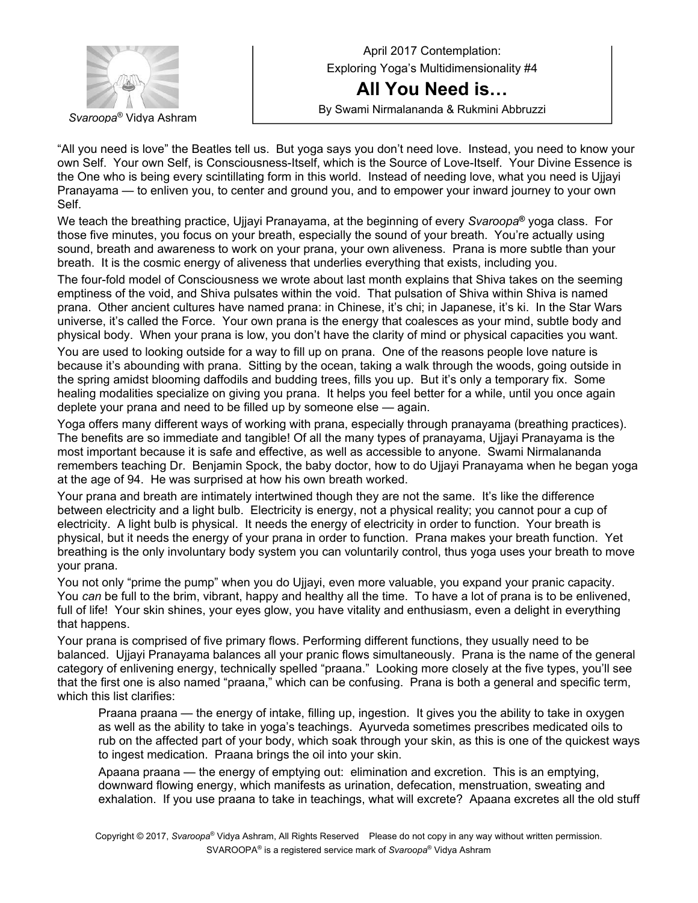*Svaroopa*® Vidya Ashram

April 2017 Contemplation:
Exploring Yoga's Multidimensionality #4

# All You Need is…

By Swami Nirmalananda & Rukmini Abbruzzi

"All you need is love" the Beatles tell us. But yoga says you don't need love. Instead, you need to know your own Self. Your own Self, is Consciousness-Itself, which is the Source of Love-Itself. Your Divine Essence is the One who is being every scintillating form in this world. Instead of needing love, what you need is Ujjayi Pranayama — to enliven you, to center and ground you, and to empower your inward journey to your own Self.

We teach the breathing practice, Ujjayi Pranayama, at the beginning of every *Svaroopa*® yoga class. For those five minutes, you focus on your breath, especially the sound of your breath. You're actually using sound, breath and awareness to work on your prana, your own aliveness. Prana is more subtle than your breath. It is the cosmic energy of aliveness that underlies everything that exists, including you.

The four-fold model of Consciousness we wrote about last month explains that Shiva takes on the seeming emptiness of the void, and Shiva pulsates within the void. That pulsation of Shiva within Shiva is named prana. Other ancient cultures have named prana: in Chinese, it's chi; in Japanese, it's ki. In the Star Wars universe, it's called the Force. Your own prana is the energy that coalesces as your mind, subtle body and physical body. When your prana is low, you don't have the clarity of mind or physical capacities you want.

You are used to looking outside for a way to fill up on prana. One of the reasons people love nature is because it's abounding with prana. Sitting by the ocean, taking a walk through the woods, going outside in the spring amidst blooming daffodils and budding trees, fills you up. But it's only a temporary fix. Some healing modalities specialize on giving you prana. It helps you feel better for a while, until you once again deplete your prana and need to be filled up by someone else — again.

Yoga offers many different ways of working with prana, especially through pranayama (breathing practices). The benefits are so immediate and tangible! Of all the many types of pranayama, Ujjayi Pranayama is the most important because it is safe and effective, as well as accessible to anyone. Swami Nirmalananda remembers teaching Dr. Benjamin Spock, the baby doctor, how to do Ujjayi Pranayama when he began yoga at the age of 94. He was surprised at how his own breath worked.

Your prana and breath are intimately intertwined though they are not the same. It's like the difference between electricity and a light bulb. Electricity is energy, not a physical reality; you cannot pour a cup of electricity. A light bulb is physical. It needs the energy of electricity in order to function. Your breath is physical, but it needs the energy of your prana in order to function. Prana makes your breath function. Yet breathing is the only involuntary body system you can voluntarily control, thus yoga uses your breath to move your prana.

You not only "prime the pump" when you do Ujjayi, even more valuable, you expand your pranic capacity. You *can* be full to the brim, vibrant, happy and healthy all the time. To have a lot of prana is to be enlivened, full of life! Your skin shines, your eyes glow, you have vitality and enthusiasm, even a delight in everything that happens.

Your prana is comprised of five primary flows. Performing different functions, they usually need to be balanced. Ujjayi Pranayama balances all your pranic flows simultaneously. Prana is the name of the general category of enlivening energy, technically spelled "praana." Looking more closely at the five types, you'll see that the first one is also named "praana," which can be confusing. Prana is both a general and specific term, which this list clarifies:

> Praana praana — the energy of intake, filling up, ingestion. It gives you the ability to take in oxygen as well as the ability to take in yoga's teachings. Ayurveda sometimes prescribes medicated oils to rub on the affected part of your body, which soak through your skin, as this is one of the quickest ways to ingest medication. Praana brings the oil into your skin.
>
> Apaana praana — the energy of emptying out: elimination and excretion. This is an emptying, downward flowing energy, which manifests as urination, defecation, menstruation, sweating and exhalation. If you use praana to take in teachings, what will excrete? Apaana excretes all the old stuff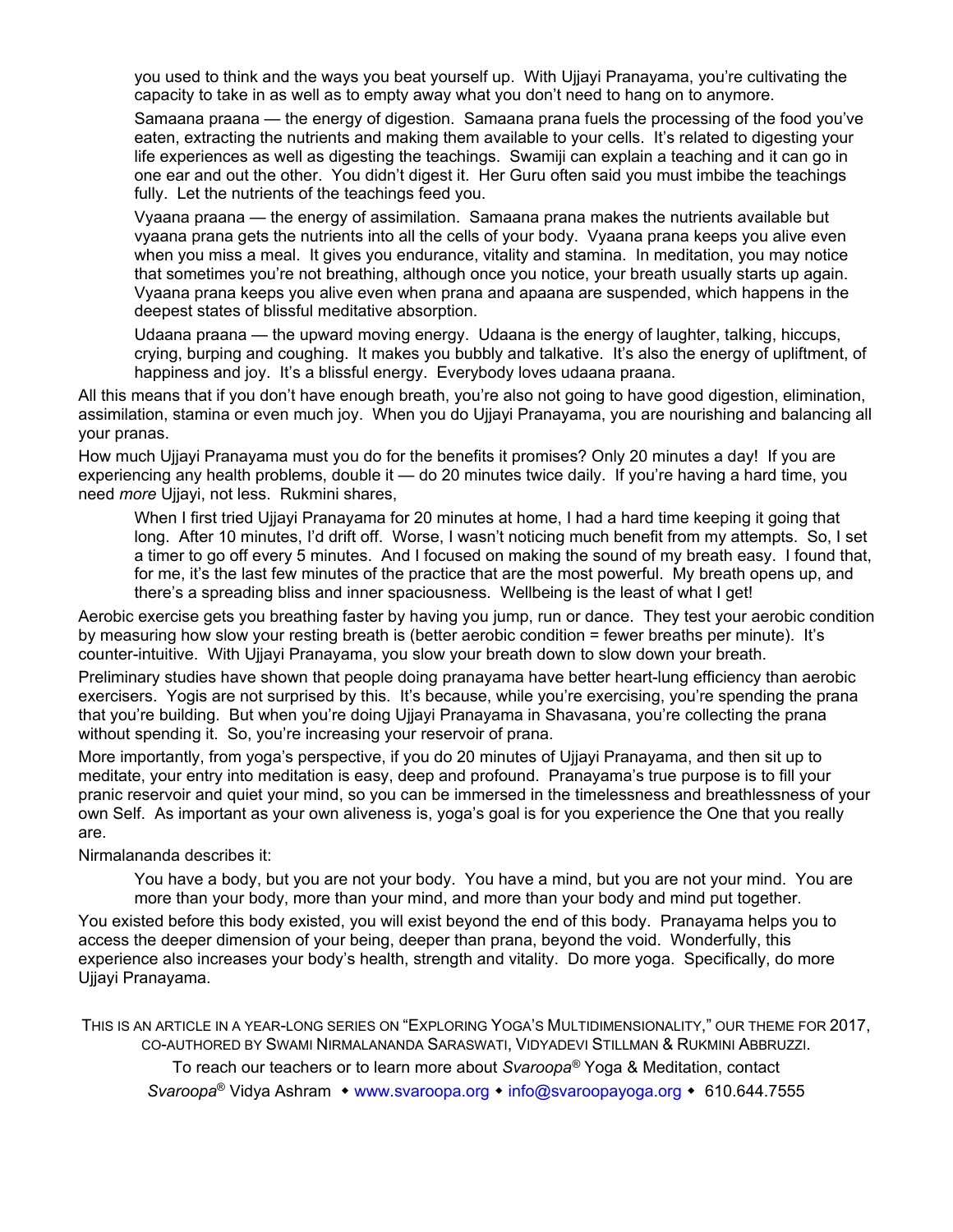you used to think and the ways you beat yourself up. With Ujjayi Pranayama, you're cultivating the capacity to take in as well as to empty away what you don't need to hang on to anymore.

> Samaana praana — the energy of digestion. Samaana prana fuels the processing of the food you've eaten, extracting the nutrients and making them available to your cells. It's related to digesting your life experiences as well as digesting the teachings. Swamiji can explain a teaching and it can go in one ear and out the other. You didn't digest it. Her Guru often said you must imbibe the teachings fully. Let the nutrients of the teachings feed you.
>
> Vyaana praana — the energy of assimilation. Samaana prana makes the nutrients available but vyaana prana gets the nutrients into all the cells of your body. Vyaana prana keeps you alive even when you miss a meal. It gives you endurance, vitality and stamina. In meditation, you may notice that sometimes you're not breathing, although once you notice, your breath usually starts up again. Vyaana prana keeps you alive even when prana and apaana are suspended, which happens in the deepest states of blissful meditative absorption.
>
> Udaana praana — the upward moving energy. Udaana is the energy of laughter, talking, hiccups, crying, burping and coughing. It makes you bubbly and talkative. It's also the energy of upliftment, of happiness and joy. It's a blissful energy. Everybody loves udaana praana.

All this means that if you don't have enough breath, you're also not going to have good digestion, elimination, assimilation, stamina or even much joy. When you do Ujjayi Pranayama, you are nourishing and balancing all your pranas.

How much Ujjayi Pranayama must you do for the benefits it promises? Only 20 minutes a day! If you are experiencing any health problems, double it — do 20 minutes twice daily. If you're having a hard time, you need *more* Ujjayi, not less. Rukmini shares,

> When I first tried Ujjayi Pranayama for 20 minutes at home, I had a hard time keeping it going that long. After 10 minutes, I'd drift off. Worse, I wasn't noticing much benefit from my attempts. So, I set a timer to go off every 5 minutes. And I focused on making the sound of my breath easy. I found that, for me, it's the last few minutes of the practice that are the most powerful. My breath opens up, and there's a spreading bliss and inner spaciousness. Wellbeing is the least of what I get!

Aerobic exercise gets you breathing faster by having you jump, run or dance. They test your aerobic condition by measuring how slow your resting breath is (better aerobic condition = fewer breaths per minute). It's counter-intuitive. With Ujjayi Pranayama, you slow your breath down to slow down your breath.

Preliminary studies have shown that people doing pranayama have better heart-lung efficiency than aerobic exercisers. Yogis are not surprised by this. It's because, while you're exercising, you're spending the prana that you're building. But when you're doing Ujjayi Pranayama in Shavasana, you're collecting the prana without spending it. So, you're increasing your reservoir of prana.

More importantly, from yoga's perspective, if you do 20 minutes of Ujjayi Pranayama, and then sit up to meditate, your entry into meditation is easy, deep and profound. Pranayama's true purpose is to fill your pranic reservoir and quiet your mind, so you can be immersed in the timelessness and breathlessness of your own Self. As important as your own aliveness is, yoga's goal is for you experience the One that you really are.

Nirmalananda describes it:

> You have a body, but you are not your body. You have a mind, but you are not your mind. You are more than your body, more than your mind, and more than your body and mind put together.

You existed before this body existed, you will exist beyond the end of this body. Pranayama helps you to access the deeper dimension of your being, deeper than prana, beyond the void. Wonderfully, this experience also increases your body's health, strength and vitality. Do more yoga. Specifically, do more Ujjayi Pranayama.

THIS IS AN ARTICLE IN A YEAR-LONG SERIES ON "EXPLORING YOGA'S MULTIDIMENSIONALITY," OUR THEME FOR 2017, CO-AUTHORED BY SWAMI NIRMALANANDA SARASWATI, VIDYADEVI STILLMAN & RUKMINI ABBRUZZI.

To reach our teachers or to learn more about *Svaroopa®* Yoga & Meditation, contact *Svaroopa®* Vidya Ashram ◆ www.svaroopa.org ◆ info@svaroopayoga.org ◆ 610.644.7555